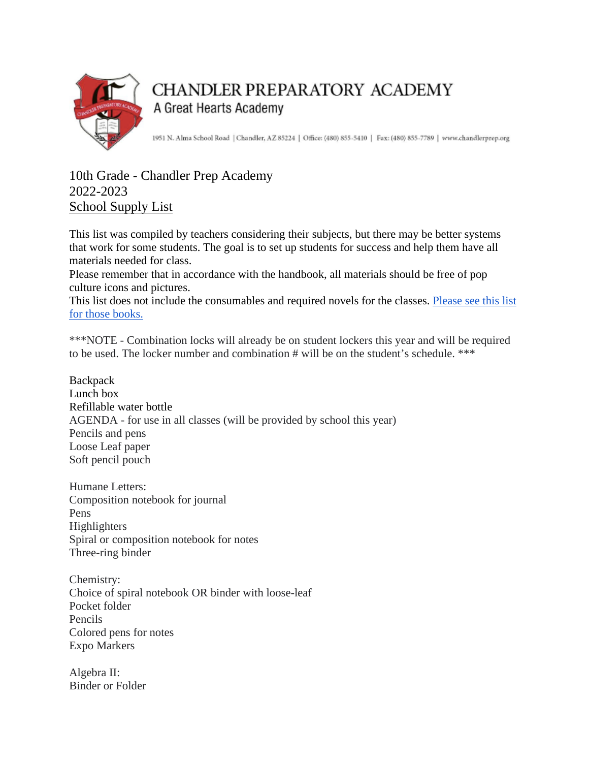# CHANDLER PREPARATORY ACADEMY

A Great Hearts Academy

1951 N. Alma School Road | Chandler, AZ 85224 | Office: (480) 855-5410 | Fax: (480) 855-7789 | www.chandlerprep.org

10th Grade - Chandler Prep Academy
2022-2023
School Supply List

This list was compiled by teachers considering their subjects, but there may be better systems that work for some students. The goal is to set up students for success and help them have all materials needed for class.
Please remember that in accordance with the handbook, all materials should be free of pop culture icons and pictures.
This list does not include the consumables and required novels for the classes. Please see this list for those books.

***NOTE - Combination locks will already be on student lockers this year and will be required to be used. The locker number and combination # will be on the student's schedule. ***

Backpack
Lunch box
Refillable water bottle
AGENDA - for use in all classes (will be provided by school this year)
Pencils and pens
Loose Leaf paper
Soft pencil pouch

Humane Letters:
Composition notebook for journal
Pens
Highlighters
Spiral or composition notebook for notes
Three-ring binder

Chemistry:
Choice of spiral notebook OR binder with loose-leaf
Pocket folder
Pencils
Colored pens for notes
Expo Markers

Algebra II:
Binder or Folder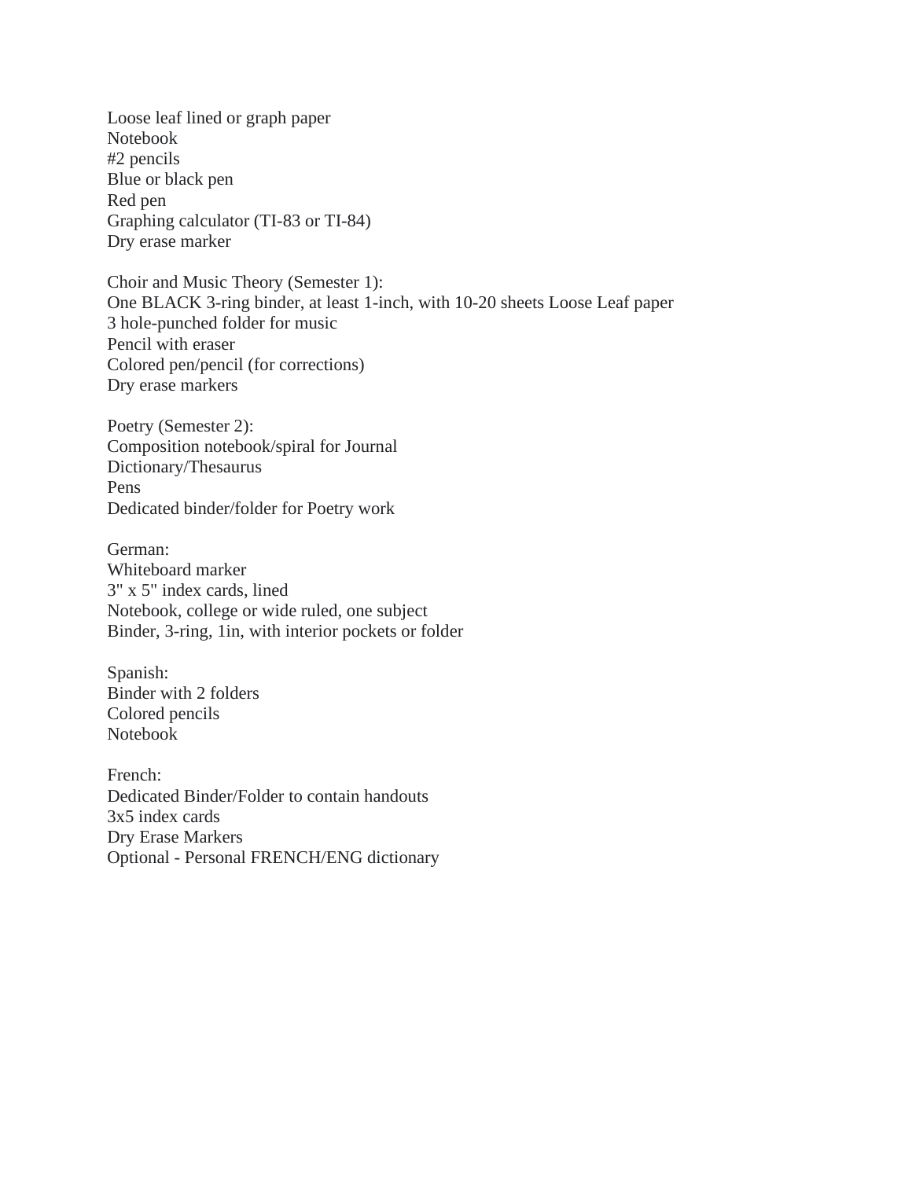Loose leaf lined or graph paper
Notebook
#2 pencils
Blue or black pen
Red pen
Graphing calculator (TI-83 or TI-84)
Dry erase marker

Choir and Music Theory (Semester 1):
One BLACK 3-ring binder, at least 1-inch, with 10-20 sheets Loose Leaf paper
3 hole-punched folder for music
Pencil with eraser
Colored pen/pencil (for corrections)
Dry erase markers

Poetry (Semester 2):
Composition notebook/spiral for Journal
Dictionary/Thesaurus
Pens
Dedicated binder/folder for Poetry work

German:
Whiteboard marker
3" x 5" index cards, lined
Notebook, college or wide ruled, one subject
Binder, 3-ring, 1in, with interior pockets or folder

Spanish:
Binder with 2 folders
Colored pencils
Notebook

French:
Dedicated Binder/Folder to contain handouts
3x5 index cards
Dry Erase Markers
Optional - Personal FRENCH/ENG dictionary